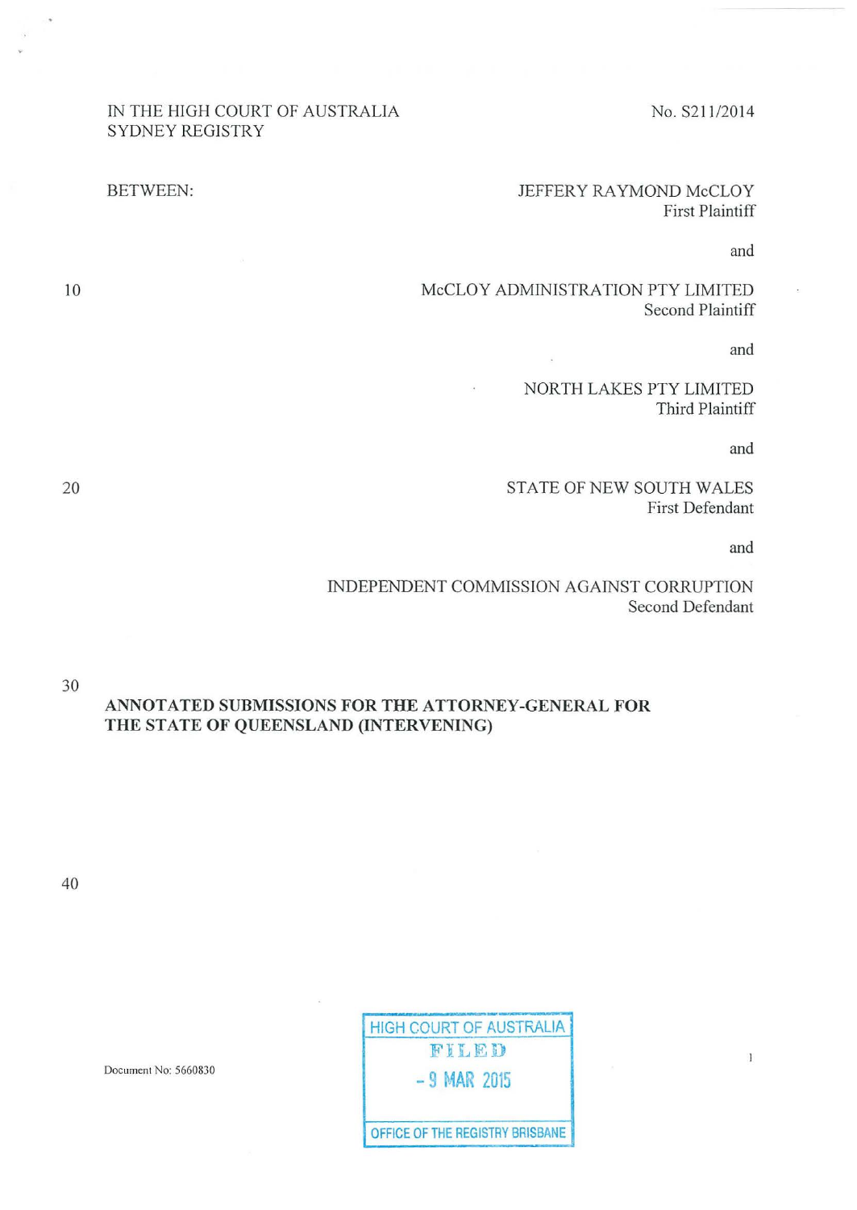IN THE HIGH COURT OF AUSTRALIA
SYDNEY REGISTRY

No. S211/2014

BETWEEN:

JEFFERY RAYMOND McCLOY
First Plaintiff

and

McCLOY ADMINISTRATION PTY LIMITED
Second Plaintiff

and

NORTH LAKES PTY LIMITED
Third Plaintiff

and

STATE OF NEW SOUTH WALES
First Defendant

and

INDEPENDENT COMMISSION AGAINST CORRUPTION
Second Defendant

**ANNOTATED SUBMISSIONS FOR THE ATTORNEY-GENERAL FOR THE STATE OF QUEENSLAND (INTERVENING)**

Document No: 5660830

HIGH COURT OF AUSTRALIA
FILED
- 9 MAR 2015
OFFICE OF THE REGISTRY BRISBANE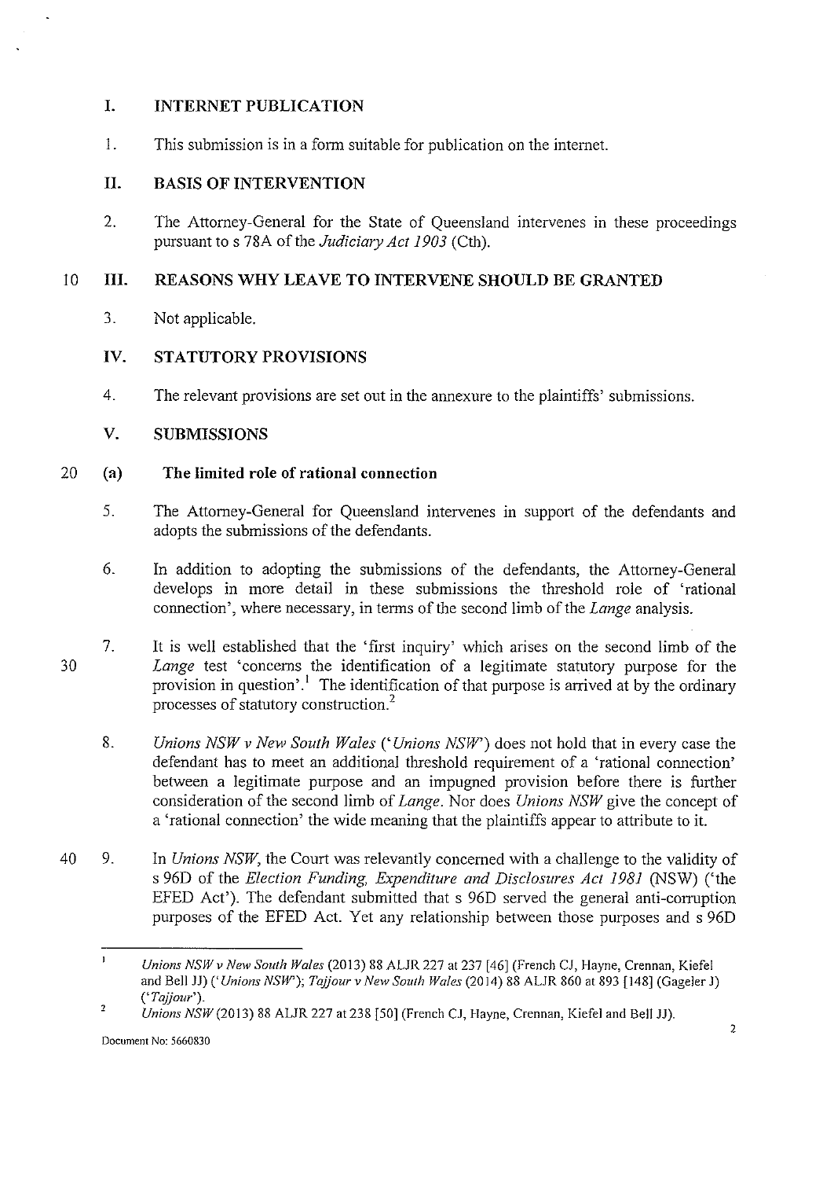## I. INTERNET PUBLICATION

1. This submission is in a form suitable for publication on the internet.

## II. BASIS OF INTERVENTION

2. The Attorney-General for the State of Queensland intervenes in these proceedings pursuant to s 78A of the *Judiciary Act 1903* (Cth).

## III. REASONS WHY LEAVE TO INTERVENE SHOULD BE GRANTED

3. Not applicable.

## IV. STATUTORY PROVISIONS

4. The relevant provisions are set out in the annexure to the plaintiffs' submissions.

## V. SUBMISSIONS

### (a) The limited role of rational connection

5. The Attorney-General for Queensland intervenes in support of the defendants and adopts the submissions of the defendants.

6. In addition to adopting the submissions of the defendants, the Attorney-General develops in more detail in these submissions the threshold role of 'rational connection', where necessary, in terms of the second limb of the *Lange* analysis.

7. It is well established that the 'first inquiry' which arises on the second limb of the *Lange* test 'concerns the identification of a legitimate statutory purpose for the provision in question'.[1] The identification of that purpose is arrived at by the ordinary processes of statutory construction.[2]

8. *Unions NSW v New South Wales* ('*Unions NSW*') does not hold that in every case the defendant has to meet an additional threshold requirement of a 'rational connection' between a legitimate purpose and an impugned provision before there is further consideration of the second limb of *Lange*. Nor does *Unions NSW* give the concept of a 'rational connection' the wide meaning that the plaintiffs appear to attribute to it.

9. In *Unions NSW*, the Court was relevantly concerned with a challenge to the validity of s 96D of the *Election Funding, Expenditure and Disclosures Act 1981* (NSW) ('the EFED Act'). The defendant submitted that s 96D served the general anti-corruption purposes of the EFED Act. Yet any relationship between those purposes and s 96D

---

[1] *Unions NSW v New South Wales* (2013) 88 ALJR 227 at 237 [46] (French CJ, Hayne, Crennan, Kiefel and Bell JJ) ('*Unions NSW*'); *Tajjour v New South Wales* (2014) 88 ALJR 860 at 893 [148] (Gageler J) ('*Tajjour*').

[2] *Unions NSW* (2013) 88 ALJR 227 at 238 [50] (French CJ, Hayne, Crennan, Kiefel and Bell JJ).

Document No: 5660830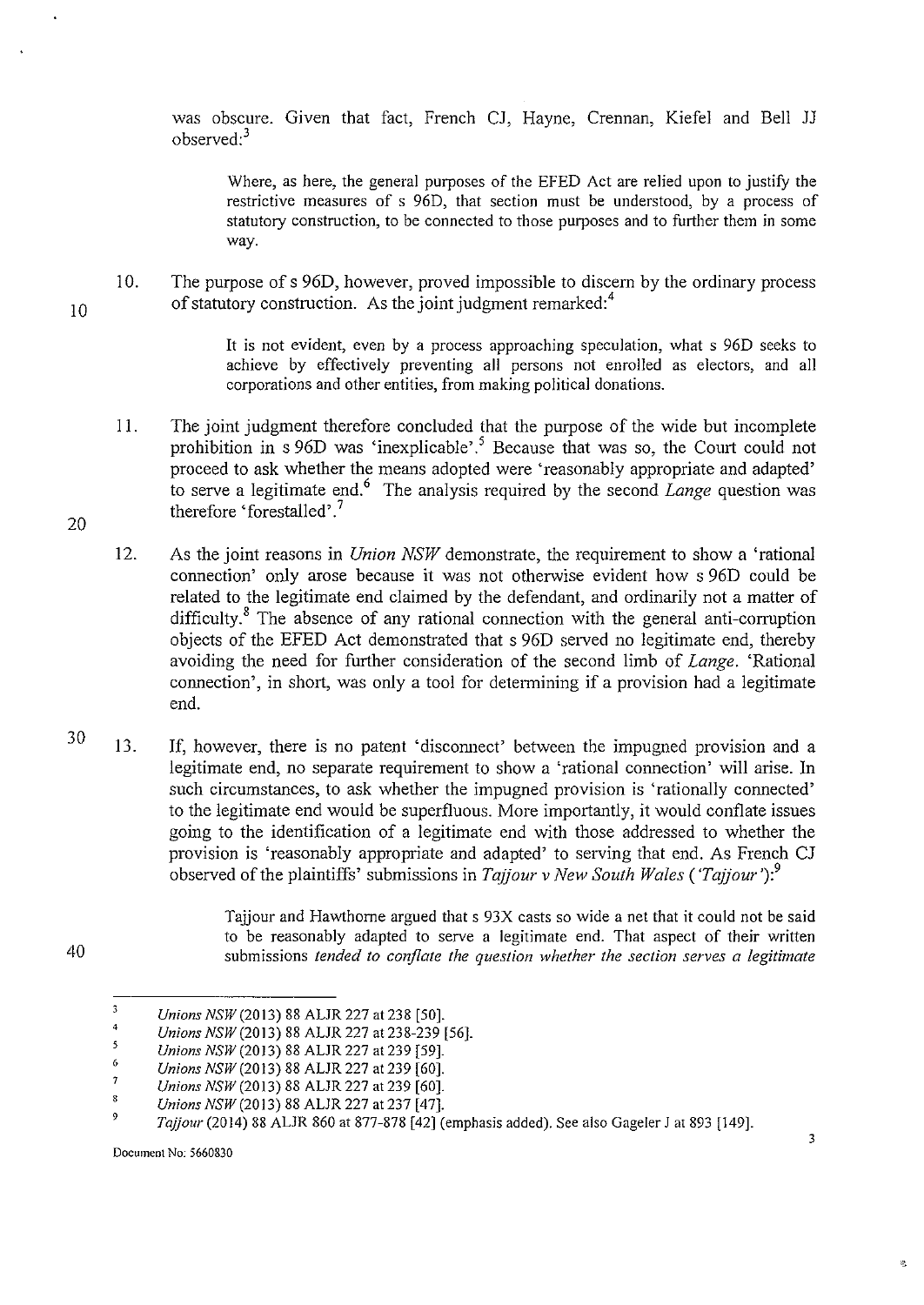was obscure. Given that fact, French CJ, Hayne, Crennan, Kiefel and Bell JJ observed:[3]

> Where, as here, the general purposes of the EFED Act are relied upon to justify the restrictive measures of s 96D, that section must be understood, by a process of statutory construction, to be connected to those purposes and to further them in some way.

10. The purpose of s 96D, however, proved impossible to discern by the ordinary process of statutory construction. As the joint judgment remarked:[4]

> It is not evident, even by a process approaching speculation, what s 96D seeks to achieve by effectively preventing all persons not enrolled as electors, and all corporations and other entities, from making political donations.

11. The joint judgment therefore concluded that the purpose of the wide but incomplete prohibition in s 96D was 'inexplicable'.[5] Because that was so, the Court could not proceed to ask whether the means adopted were 'reasonably appropriate and adapted' to serve a legitimate end.[6] The analysis required by the second *Lange* question was therefore 'forestalled'.[7]

12. As the joint reasons in *Union NSW* demonstrate, the requirement to show a 'rational connection' only arose because it was not otherwise evident how s 96D could be related to the legitimate end claimed by the defendant, and ordinarily not a matter of difficulty.[8] The absence of any rational connection with the general anti-corruption objects of the EFED Act demonstrated that s 96D served no legitimate end, thereby avoiding the need for further consideration of the second limb of *Lange*. 'Rational connection', in short, was only a tool for determining if a provision had a legitimate end.

13. If, however, there is no patent 'disconnect' between the impugned provision and a legitimate end, no separate requirement to show a 'rational connection' will arise. In such circumstances, to ask whether the impugned provision is 'rationally connected' to the legitimate end would be superfluous. More importantly, it would conflate issues going to the identification of a legitimate end with those addressed to whether the provision is 'reasonably appropriate and adapted' to serving that end. As French CJ observed of the plaintiffs' submissions in *Tajjour v New South Wales* (*'Tajjour'*):[9]

> Tajjour and Hawthorne argued that s 93X casts so wide a net that it could not be said to be reasonably adapted to serve a legitimate end. That aspect of their written submissions *tended to conflate the question whether the section serves a legitimate*

---

[3] *Unions NSW* (2013) 88 ALJR 227 at 238 [50].
[4] *Unions NSW* (2013) 88 ALJR 227 at 238-239 [56].
[5] *Unions NSW* (2013) 88 ALJR 227 at 239 [59].
[6] *Unions NSW* (2013) 88 ALJR 227 at 239 [60].
[7] *Unions NSW* (2013) 88 ALJR 227 at 239 [60].
[8] *Unions NSW* (2013) 88 ALJR 227 at 237 [47].
[9] *Tajjour* (2014) 88 ALJR 860 at 877-878 [42] (emphasis added). See also Gageler J at 893 [149].

Document No: 5660830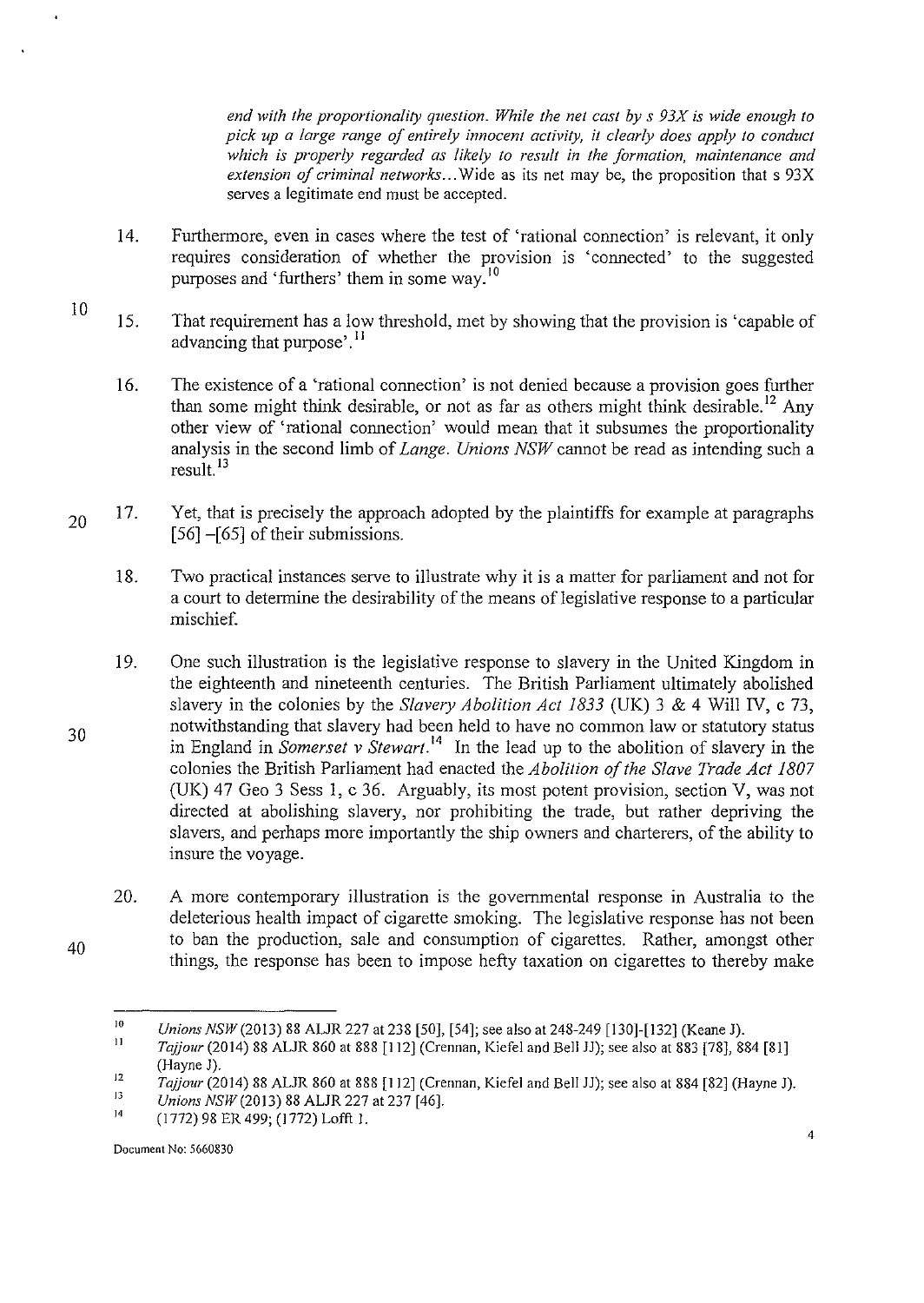*end with the proportionality question. While the net cast by s 93X is wide enough to pick up a large range of entirely innocent activity, it clearly does apply to conduct which is properly regarded as likely to result in the formation, maintenance and extension of criminal networks*...Wide as its net may be, the proposition that s 93X serves a legitimate end must be accepted.

14. Furthermore, even in cases where the test of 'rational connection' is relevant, it only requires consideration of whether the provision is 'connected' to the suggested purposes and 'furthers' them in some way.[10]

15. That requirement has a low threshold, met by showing that the provision is 'capable of advancing that purpose'.[11]

16. The existence of a 'rational connection' is not denied because a provision goes further than some might think desirable, or not as far as others might think desirable.[12] Any other view of 'rational connection' would mean that it subsumes the proportionality analysis in the second limb of *Lange*. *Unions NSW* cannot be read as intending such a result.[13]

17. Yet, that is precisely the approach adopted by the plaintiffs for example at paragraphs [56] –[65] of their submissions.

18. Two practical instances serve to illustrate why it is a matter for parliament and not for a court to determine the desirability of the means of legislative response to a particular mischief.

19. One such illustration is the legislative response to slavery in the United Kingdom in the eighteenth and nineteenth centuries. The British Parliament ultimately abolished slavery in the colonies by the *Slavery Abolition Act 1833* (UK) 3 & 4 Will IV, c 73, notwithstanding that slavery had been held to have no common law or statutory status in England in *Somerset v Stewart*.[14] In the lead up to the abolition of slavery in the colonies the British Parliament had enacted the *Abolition of the Slave Trade Act 1807* (UK) 47 Geo 3 Sess 1, c 36. Arguably, its most potent provision, section V, was not directed at abolishing slavery, nor prohibiting the trade, but rather depriving the slavers, and perhaps more importantly the ship owners and charterers, of the ability to insure the voyage.

20. A more contemporary illustration is the governmental response in Australia to the deleterious health impact of cigarette smoking. The legislative response has not been to ban the production, sale and consumption of cigarettes. Rather, amongst other things, the response has been to impose hefty taxation on cigarettes to thereby make

---

[10] *Unions NSW* (2013) 88 ALJR 227 at 238 [50], [54]; see also at 248-249 [130]-[132] (Keane J).

[11] *Tajjour* (2014) 88 ALJR 860 at 888 [112] (Crennan, Kiefel and Bell JJ); see also at 883 [78], 884 [81] (Hayne J).

[12] *Tajjour* (2014) 88 ALJR 860 at 888 [112] (Crennan, Kiefel and Bell JJ); see also at 884 [82] (Hayne J).

[13] *Unions NSW* (2013) 88 ALJR 227 at 237 [46].

[14] (1772) 98 ER 499; (1772) Lofft 1.

Document No: 5660830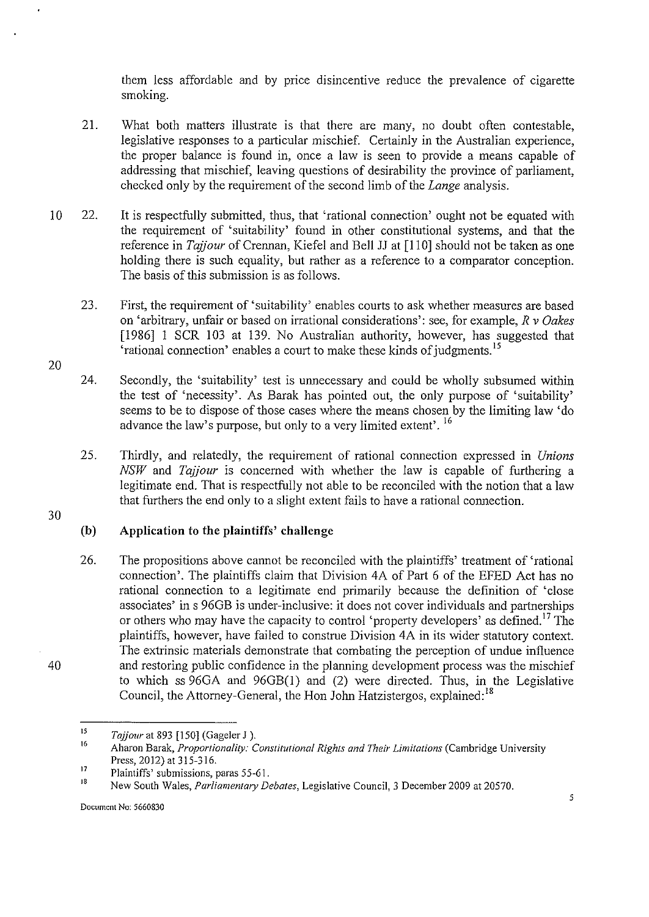them less affordable and by price disincentive reduce the prevalence of cigarette smoking.

21. What both matters illustrate is that there are many, no doubt often contestable, legislative responses to a particular mischief. Certainly in the Australian experience, the proper balance is found in, once a law is seen to provide a means capable of addressing that mischief, leaving questions of desirability the province of parliament, checked only by the requirement of the second limb of the *Lange* analysis.

22. It is respectfully submitted, thus, that 'rational connection' ought not be equated with the requirement of 'suitability' found in other constitutional systems, and that the reference in *Tajjour* of Crennan, Kiefel and Bell JJ at [110] should not be taken as one holding there is such equality, but rather as a reference to a comparator conception. The basis of this submission is as follows.

23. First, the requirement of 'suitability' enables courts to ask whether measures are based on 'arbitrary, unfair or based on irrational considerations': see, for example, *R v Oakes* [1986] 1 SCR 103 at 139. No Australian authority, however, has suggested that 'rational connection' enables a court to make these kinds of judgments.[15]

24. Secondly, the 'suitability' test is unnecessary and could be wholly subsumed within the test of 'necessity'. As Barak has pointed out, the only purpose of 'suitability' seems to be to dispose of those cases where the means chosen by the limiting law 'do advance the law's purpose, but only to a very limited extent'.[16]

25. Thirdly, and relatedly, the requirement of rational connection expressed in *Unions NSW* and *Tajjour* is concerned with whether the law is capable of furthering a legitimate end. That is respectfully not able to be reconciled with the notion that a law that furthers the end only to a slight extent fails to have a rational connection.

### (b) Application to the plaintiffs' challenge

26. The propositions above cannot be reconciled with the plaintiffs' treatment of 'rational connection'. The plaintiffs claim that Division 4A of Part 6 of the EFED Act has no rational connection to a legitimate end primarily because the definition of 'close associates' in s 96GB is under-inclusive: it does not cover individuals and partnerships or others who may have the capacity to control 'property developers' as defined.[17] The plaintiffs, however, have failed to construe Division 4A in its wider statutory context. The extrinsic materials demonstrate that combating the perception of undue influence and restoring public confidence in the planning development process was the mischief to which ss 96GA and 96GB(1) and (2) were directed. Thus, in the Legislative Council, the Attorney-General, the Hon John Hatzistergos, explained:[18]

---

[15] *Tajjour* at 893 [150] (Gageler J ).

[16] Aharon Barak, *Proportionality: Constitutional Rights and Their Limitations* (Cambridge University Press, 2012) at 315-316.

[17] Plaintiffs' submissions, paras 55-61.

[18] New South Wales, *Parliamentary Debates*, Legislative Council, 3 December 2009 at 20570.

Document No: 5660830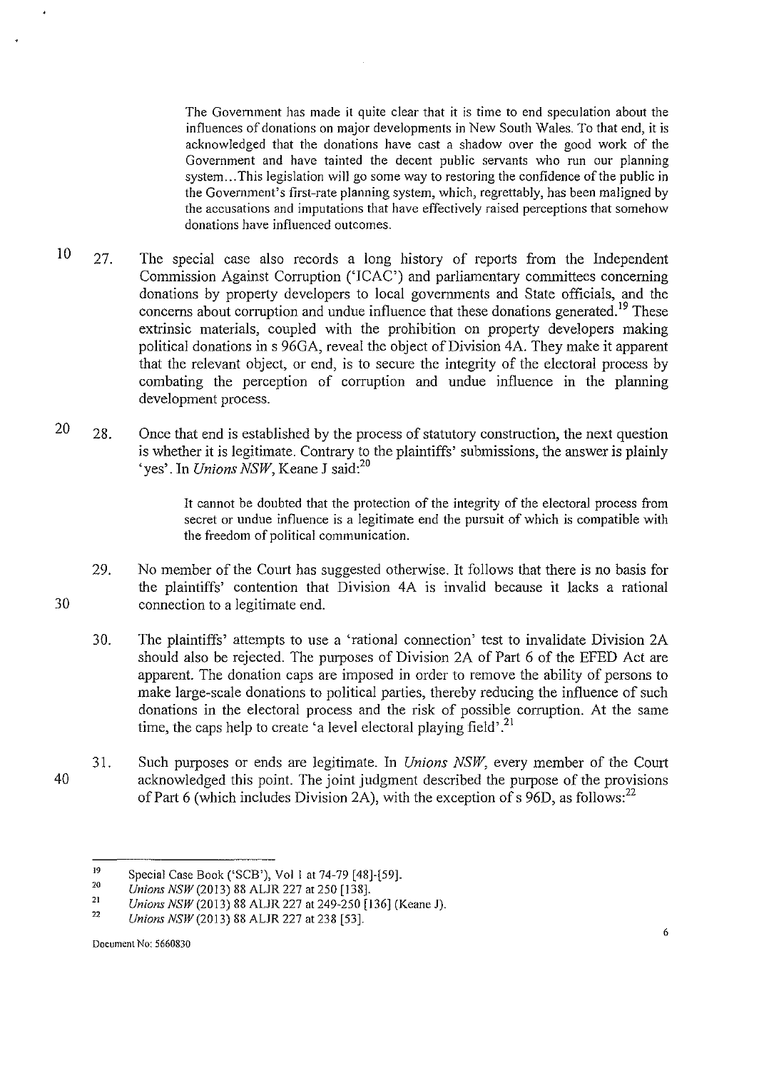> The Government has made it quite clear that it is time to end speculation about the influences of donations on major developments in New South Wales. To that end, it is acknowledged that the donations have cast a shadow over the good work of the Government and have tainted the decent public servants who run our planning system...This legislation will go some way to restoring the confidence of the public in the Government's first-rate planning system, which, regrettably, has been maligned by the accusations and imputations that have effectively raised perceptions that somehow donations have influenced outcomes.

27. The special case also records a long history of reports from the Independent Commission Against Corruption ('ICAC') and parliamentary committees concerning donations by property developers to local governments and State officials, and the concerns about corruption and undue influence that these donations generated.[19] These extrinsic materials, coupled with the prohibition on property developers making political donations in s 96GA, reveal the object of Division 4A. They make it apparent that the relevant object, or end, is to secure the integrity of the electoral process by combating the perception of corruption and undue influence in the planning development process.

28. Once that end is established by the process of statutory construction, the next question is whether it is legitimate. Contrary to the plaintiffs' submissions, the answer is plainly 'yes'. In *Unions NSW*, Keane J said:[20]

> It cannot be doubted that the protection of the integrity of the electoral process from secret or undue influence is a legitimate end the pursuit of which is compatible with the freedom of political communication.

29. No member of the Court has suggested otherwise. It follows that there is no basis for the plaintiffs' contention that Division 4A is invalid because it lacks a rational connection to a legitimate end.

30. The plaintiffs' attempts to use a 'rational connection' test to invalidate Division 2A should also be rejected. The purposes of Division 2A of Part 6 of the EFED Act are apparent. The donation caps are imposed in order to remove the ability of persons to make large-scale donations to political parties, thereby reducing the influence of such donations in the electoral process and the risk of possible corruption. At the same time, the caps help to create 'a level electoral playing field'.[21]

31. Such purposes or ends are legitimate. In *Unions NSW*, every member of the Court acknowledged this point. The joint judgment described the purpose of the provisions of Part 6 (which includes Division 2A), with the exception of s 96D, as follows:[22]

---

[19] Special Case Book ('SCB'), Vol 1 at 74-79 [48]-[59].

[20] *Unions NSW* (2013) 88 ALJR 227 at 250 [138].

[21] *Unions NSW* (2013) 88 ALJR 227 at 249-250 [136] (Keane J).

[22] *Unions NSW* (2013) 88 ALJR 227 at 238 [53].

Document No: 5660830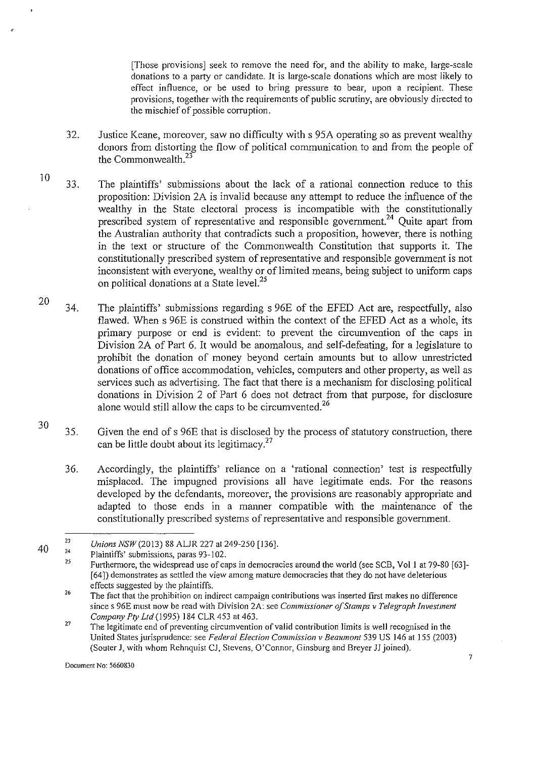> [Those provisions] seek to remove the need for, and the ability to make, large-scale donations to a party or candidate. It is large-scale donations which are most likely to effect influence, or be used to bring pressure to bear, upon a recipient. These provisions, together with the requirements of public scrutiny, are obviously directed to the mischief of possible corruption.

32. Justice Keane, moreover, saw no difficulty with s 95A operating so as prevent wealthy donors from distorting the flow of political communication to and from the people of the Commonwealth.[23]

33. The plaintiffs' submissions about the lack of a rational connection reduce to this proposition: Division 2A is invalid because any attempt to reduce the influence of the wealthy in the State electoral process is incompatible with the constitutionally prescribed system of representative and responsible government.[24] Quite apart from the Australian authority that contradicts such a proposition, however, there is nothing in the text or structure of the Commonwealth Constitution that supports it. The constitutionally prescribed system of representative and responsible government is not inconsistent with everyone, wealthy or of limited means, being subject to uniform caps on political donations at a State level.[25]

34. The plaintiffs' submissions regarding s 96E of the EFED Act are, respectfully, also flawed. When s 96E is construed within the context of the EFED Act as a whole, its primary purpose or end is evident: to prevent the circumvention of the caps in Division 2A of Part 6. It would be anomalous, and self-defeating, for a legislature to prohibit the donation of money beyond certain amounts but to allow unrestricted donations of office accommodation, vehicles, computers and other property, as well as services such as advertising. The fact that there is a mechanism for disclosing political donations in Division 2 of Part 6 does not detract from that purpose, for disclosure alone would still allow the caps to be circumvented.[26]

35. Given the end of s 96E that is disclosed by the process of statutory construction, there can be little doubt about its legitimacy.[27]

36. Accordingly, the plaintiffs' reliance on a 'rational connection' test is respectfully misplaced. The impugned provisions all have legitimate ends. For the reasons developed by the defendants, moreover, the provisions are reasonably appropriate and adapted to those ends in a manner compatible with the maintenance of the constitutionally prescribed systems of representative and responsible government.

---

[23] *Unions NSW* (2013) 88 ALJR 227 at 249-250 [136].

[24] Plaintiffs' submissions, paras 93-102.

[25] Furthermore, the widespread use of caps in democracies around the world (see SCB, Vol 1 at 79-80 [63]-[64]) demonstrates as settled the view among mature democracies that they do not have deleterious effects suggested by the plaintiffs.

[26] The fact that the prohibition on indirect campaign contributions was inserted first makes no difference since s 96E must now be read with Division 2A: see *Commissioner of Stamps v Telegraph Investment Company Pty Ltd* (1995) 184 CLR 453 at 463.

[27] The legitimate end of preventing circumvention of valid contribution limits is well recognised in the United States jurisprudence: see *Federal Election Commission v Beaumont* 539 US 146 at 155 (2003) (Souter J, with whom Rehnquist CJ, Stevens, O'Connor, Ginsburg and Breyer JJ joined).

Document No: 5660830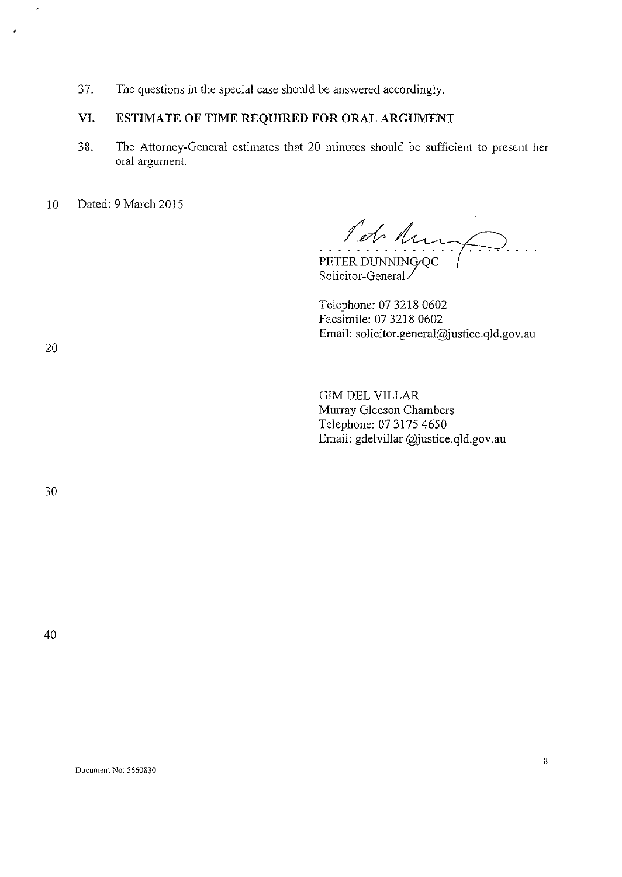37. The questions in the special case should be answered accordingly.

## VI. ESTIMATE OF TIME REQUIRED FOR ORAL ARGUMENT

38. The Attorney-General estimates that 20 minutes should be sufficient to present her oral argument.

Dated: 9 March 2015

PETER DUNNING QC
Solicitor-General

Telephone: 07 3218 0602
Facsimile: 07 3218 0602
Email: solicitor.general@justice.qld.gov.au

GIM DEL VILLAR
Murray Gleeson Chambers
Telephone: 07 3175 4650
Email: gdelvillar @justice.qld.gov.au

Document No: 5660830